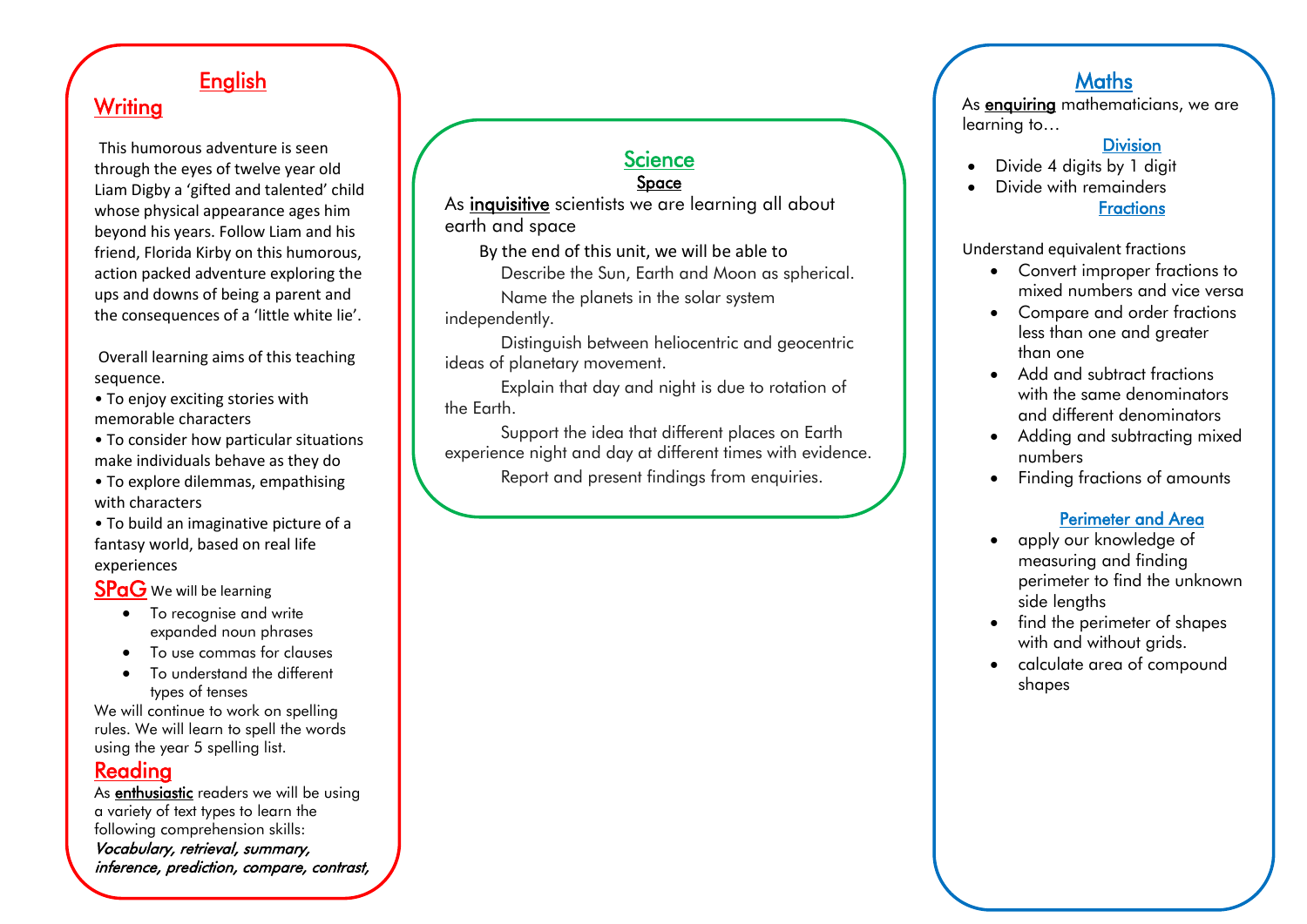# English

## Writing

This humorous adventure is seen through the eyes of twelve year old Liam Digby a 'gifted and talented' child whose physical appearance ages him beyond his years. Follow Liam and his friend, Florida Kirby on this humorous, action packed adventure exploring the ups and downs of being a parent and the consequences of a 'little white lie'.

Overall learning aims of this teaching sequence.

- To enjoy exciting stories with memorable characters
- To consider how particular situations make individuals behave as they do
- To explore dilemmas, empathising with characters
- To build an imaginative picture of a fantasy world, based on real life experiences

## SPaG

We will be learning

- To recognise and write expanded noun phrases
- To use commas for clauses
- To understand the different types of tenses

We will continue to work on spelling rules. We will learn to spell the words using the year 5 spelling list.

## Reading

As **enthusiastic** readers we will be using a variety of text types to learn the following comprehension skills:

***Vocabulary, retrieval, summary, inference, prediction, compare, contrast,***

# Science

## Space

As **inquisitive** scientists we are learning all about earth and space

By the end of this unit, we will be able to

Describe the Sun, Earth and Moon as spherical.

Name the planets in the solar system independently.

Distinguish between heliocentric and geocentric ideas of planetary movement.

Explain that day and night is due to rotation of the Earth.

Support the idea that different places on Earth experience night and day at different times with evidence.

Report and present findings from enquiries.

# Maths

As **enquiring** mathematicians, we are learning to…

## Division

- Divide 4 digits by 1 digit
- Divide with remainders

## Fractions

Understand equivalent fractions

- Convert improper fractions to mixed numbers and vice versa
- Compare and order fractions less than one and greater than one
- Add and subtract fractions with the same denominators and different denominators
- Adding and subtracting mixed numbers
- Finding fractions of amounts

## Perimeter and Area

- apply our knowledge of measuring and finding perimeter to find the unknown side lengths
- find the perimeter of shapes with and without grids.
- calculate area of compound shapes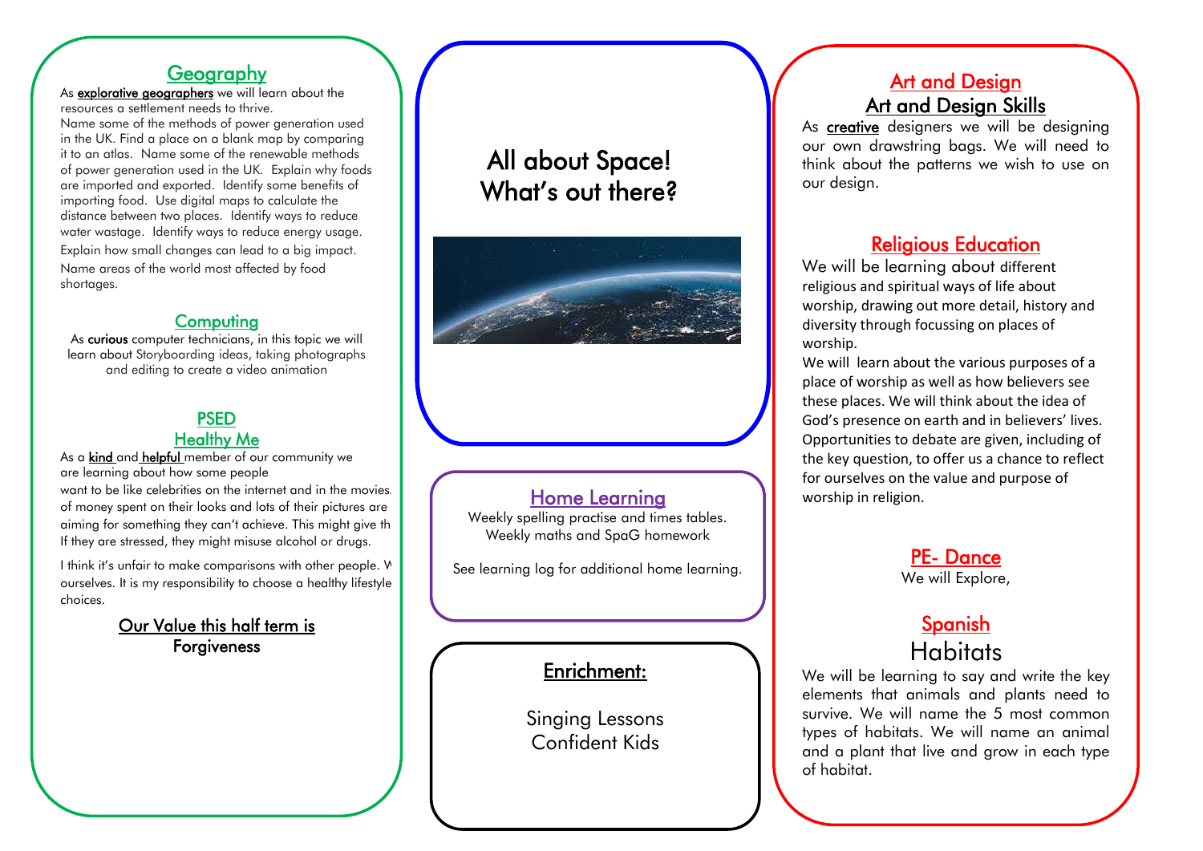## Geography

As **explorative geographers** we will learn about the resources a settlement needs to thrive.
Name some of the methods of power generation used in the UK. Find a place on a blank map by comparing it to an atlas. Name some of the renewable methods of power generation used in the UK. Explain why foods are imported and exported. Identify some benefits of importing food. Use digital maps to calculate the distance between two places. Identify ways to reduce water wastage. Identify ways to reduce energy usage.
Explain how small changes can lead to a big impact.
Name areas of the world most affected by food shortages.

## Computing

As **curious** computer technicians, in this topic we will learn about Storyboarding ideas, taking photographs and editing to create a video animation

## PSED
## Healthy Me

As a **kind** and **helpful** member of our community we are learning about how some people
want to be like celebrities on the internet and in the movies. of money spent on their looks and lots of their pictures are aiming for something they can't achieve. This might give th If they are stressed, they might misuse alcohol or drugs.

I think it's unfair to make comparisons with other people. W ourselves. It is my responsibility to choose a healthy lifestyle choices.

**Our Value this half term is**
**Forgiveness**

# All about Space!
# What's out there?

## Home Learning

Weekly spelling practise and times tables.
Weekly maths and SpaG homework

See learning log for additional home learning.

## Enrichment:

Singing Lessons
Confident Kids

## Art and Design
## Art and Design Skills

As **creative** designers we will be designing our own drawstring bags. We will need to think about the patterns we wish to use on our design.

## Religious Education

We will be learning about different religious and spiritual ways of life about worship, drawing out more detail, history and diversity through focussing on places of worship.
We will learn about the various purposes of a place of worship as well as how believers see these places. We will think about the idea of God's presence on earth and in believers' lives. Opportunities to debate are given, including of the key question, to offer us a chance to reflect for ourselves on the value and purpose of worship in religion.

## PE- Dance

We will Explore,

## Spanish
## Habitats

We will be learning to say and write the key elements that animals and plants need to survive. We will name the 5 most common types of habitats. We will name an animal and a plant that live and grow in each type of habitat.